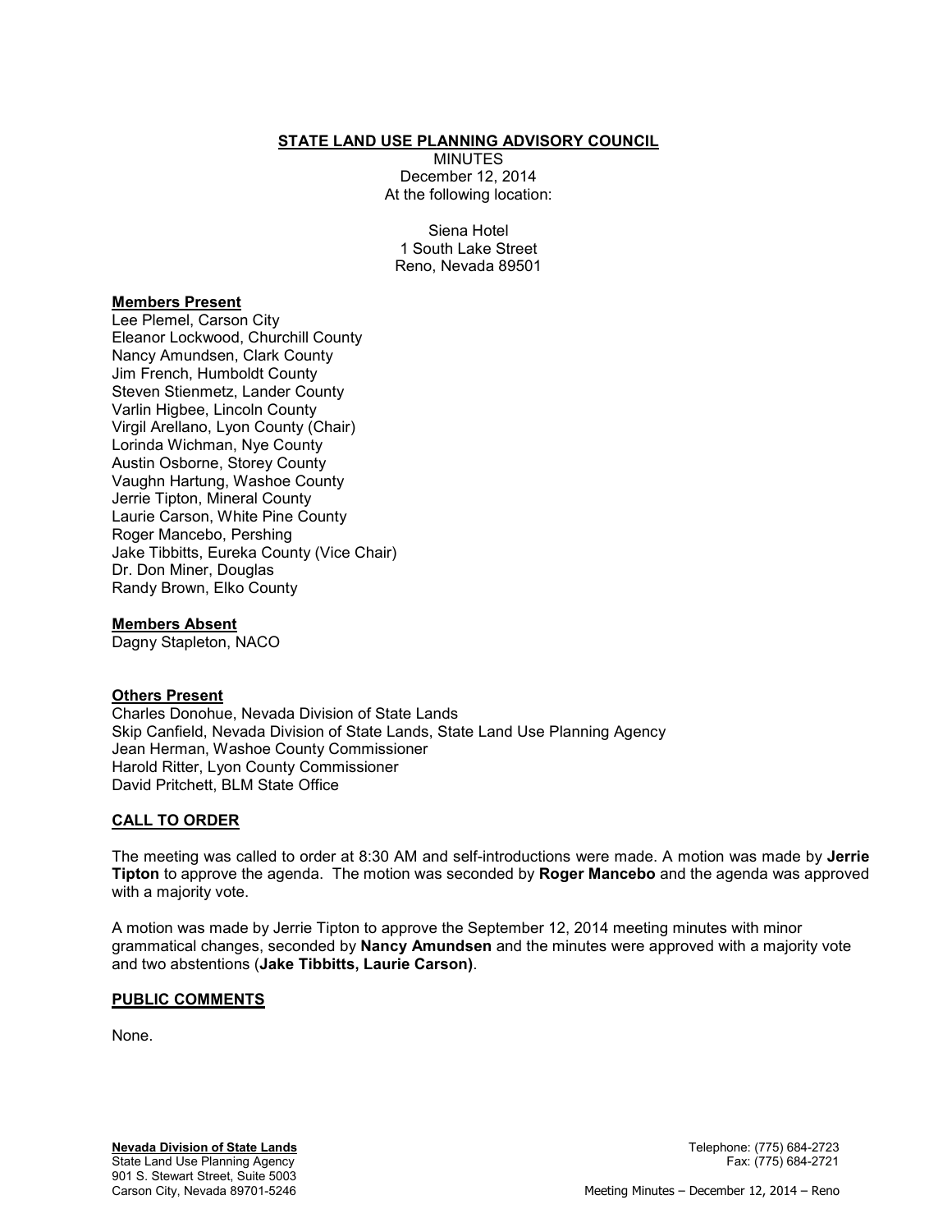# STATE LAND USE PLANNING ADVISORY COUNCIL

MINUTES
December 12, 2014
At the following location:

Siena Hotel
1 South Lake Street
Reno, Nevada 89501

**Members Present**

Lee Plemel, Carson City
Eleanor Lockwood, Churchill County
Nancy Amundsen, Clark County
Jim French, Humboldt County
Steven Stienmetz, Lander County
Varlin Higbee, Lincoln County
Virgil Arellano, Lyon County (Chair)
Lorinda Wichman, Nye County
Austin Osborne, Storey County
Vaughn Hartung, Washoe County
Jerrie Tipton, Mineral County
Laurie Carson, White Pine County
Roger Mancebo, Pershing
Jake Tibbitts, Eureka County (Vice Chair)
Dr. Don Miner, Douglas
Randy Brown, Elko County

**Members Absent**

Dagny Stapleton, NACO

**Others Present**

Charles Donohue, Nevada Division of State Lands
Skip Canfield, Nevada Division of State Lands, State Land Use Planning Agency
Jean Herman, Washoe County Commissioner
Harold Ritter, Lyon County Commissioner
David Pritchett, BLM State Office

## CALL TO ORDER

The meeting was called to order at 8:30 AM and self-introductions were made. A motion was made by **Jerrie Tipton** to approve the agenda. The motion was seconded by **Roger Mancebo** and the agenda was approved with a majority vote.

A motion was made by Jerrie Tipton to approve the September 12, 2014 meeting minutes with minor grammatical changes, seconded by **Nancy Amundsen** and the minutes were approved with a majority vote and two abstentions (**Jake Tibbitts, Laurie Carson)**.

## PUBLIC COMMENTS

None.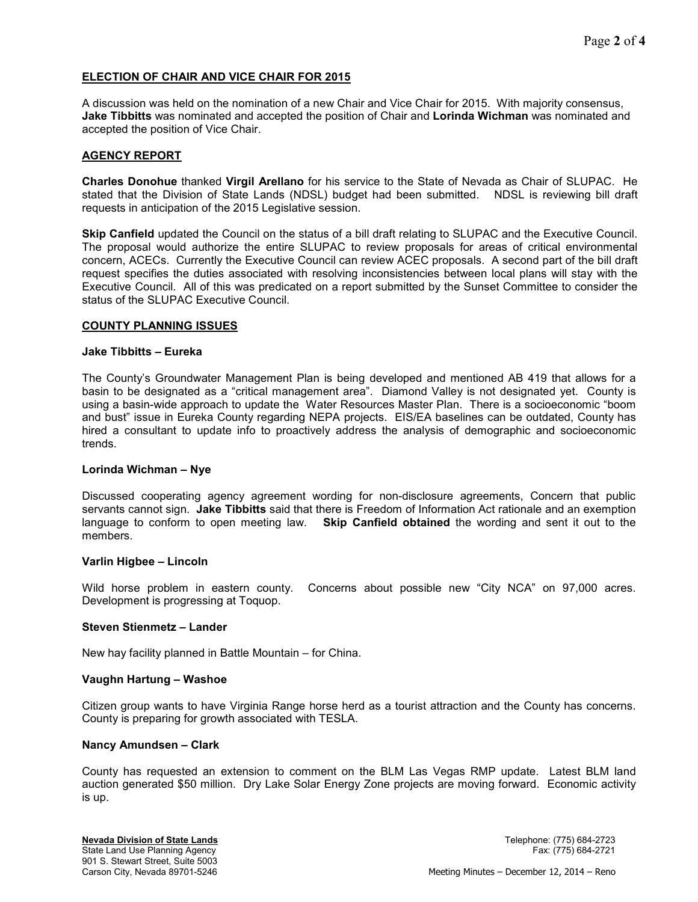## ELECTION OF CHAIR AND VICE CHAIR FOR 2015

A discussion was held on the nomination of a new Chair and Vice Chair for 2015. With majority consensus, **Jake Tibbitts** was nominated and accepted the position of Chair and **Lorinda Wichman** was nominated and accepted the position of Vice Chair.

## AGENCY REPORT

**Charles Donohue** thanked **Virgil Arellano** for his service to the State of Nevada as Chair of SLUPAC. He stated that the Division of State Lands (NDSL) budget had been submitted. NDSL is reviewing bill draft requests in anticipation of the 2015 Legislative session.

**Skip Canfield** updated the Council on the status of a bill draft relating to SLUPAC and the Executive Council. The proposal would authorize the entire SLUPAC to review proposals for areas of critical environmental concern, ACECs. Currently the Executive Council can review ACEC proposals. A second part of the bill draft request specifies the duties associated with resolving inconsistencies between local plans will stay with the Executive Council. All of this was predicated on a report submitted by the Sunset Committee to consider the status of the SLUPAC Executive Council.

## COUNTY PLANNING ISSUES

### Jake Tibbitts – Eureka

The County's Groundwater Management Plan is being developed and mentioned AB 419 that allows for a basin to be designated as a "critical management area". Diamond Valley is not designated yet. County is using a basin-wide approach to update the Water Resources Master Plan. There is a socioeconomic "boom and bust" issue in Eureka County regarding NEPA projects. EIS/EA baselines can be outdated, County has hired a consultant to update info to proactively address the analysis of demographic and socioeconomic trends.

### Lorinda Wichman – Nye

Discussed cooperating agency agreement wording for non-disclosure agreements, Concern that public servants cannot sign. **Jake Tibbitts** said that there is Freedom of Information Act rationale and an exemption language to conform to open meeting law. **Skip Canfield obtained** the wording and sent it out to the members.

### Varlin Higbee – Lincoln

Wild horse problem in eastern county. Concerns about possible new "City NCA" on 97,000 acres. Development is progressing at Toquop.

### Steven Stienmetz – Lander

New hay facility planned in Battle Mountain – for China.

### Vaughn Hartung – Washoe

Citizen group wants to have Virginia Range horse herd as a tourist attraction and the County has concerns. County is preparing for growth associated with TESLA.

### Nancy Amundsen – Clark

County has requested an extension to comment on the BLM Las Vegas RMP update. Latest BLM land auction generated $50 million. Dry Lake Solar Energy Zone projects are moving forward. Economic activity is up.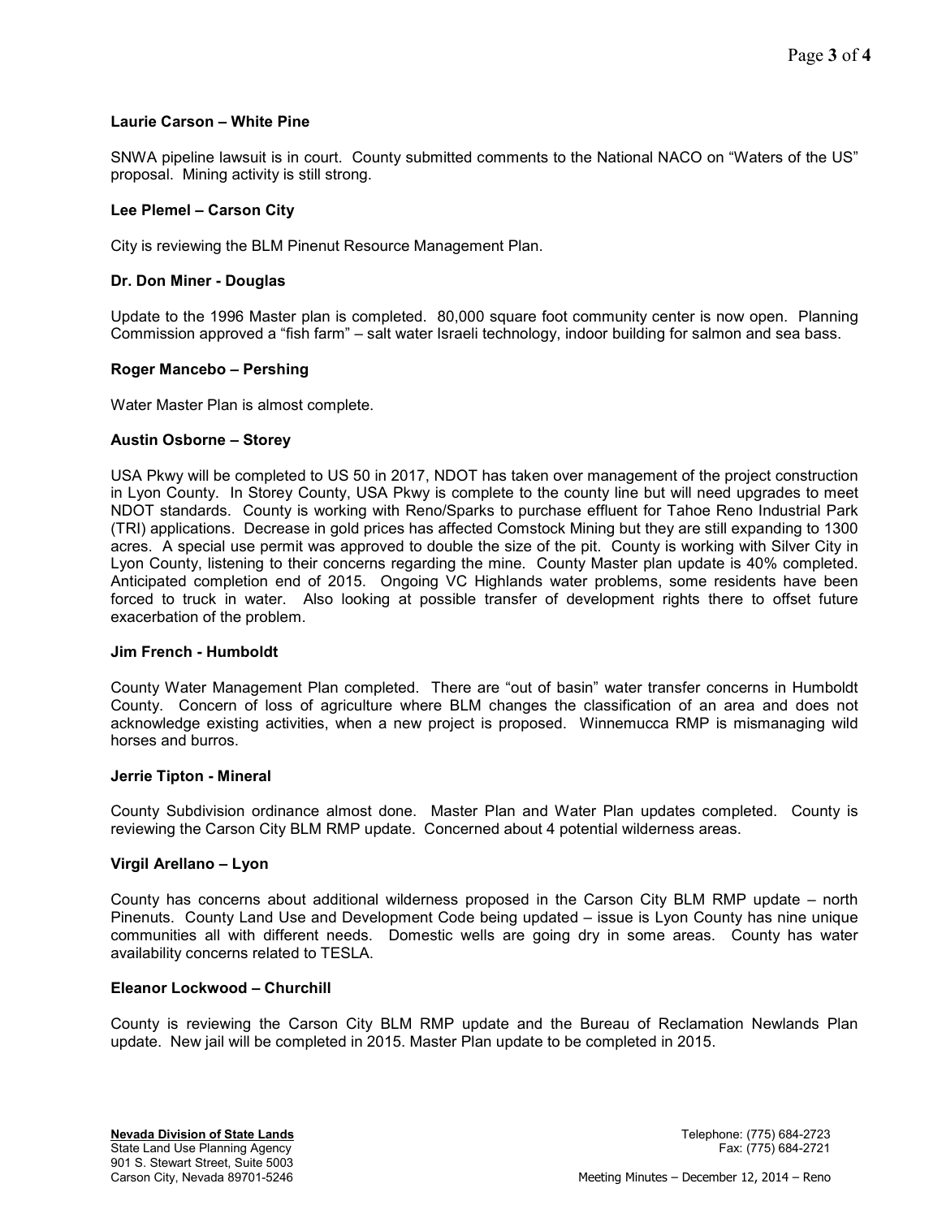**Laurie Carson – White Pine**

SNWA pipeline lawsuit is in court. County submitted comments to the National NACO on "Waters of the US" proposal. Mining activity is still strong.

**Lee Plemel – Carson City**

City is reviewing the BLM Pinenut Resource Management Plan.

**Dr. Don Miner - Douglas**

Update to the 1996 Master plan is completed. 80,000 square foot community center is now open. Planning Commission approved a "fish farm" – salt water Israeli technology, indoor building for salmon and sea bass.

**Roger Mancebo – Pershing**

Water Master Plan is almost complete.

**Austin Osborne – Storey**

USA Pkwy will be completed to US 50 in 2017, NDOT has taken over management of the project construction in Lyon County. In Storey County, USA Pkwy is complete to the county line but will need upgrades to meet NDOT standards. County is working with Reno/Sparks to purchase effluent for Tahoe Reno Industrial Park (TRI) applications. Decrease in gold prices has affected Comstock Mining but they are still expanding to 1300 acres. A special use permit was approved to double the size of the pit. County is working with Silver City in Lyon County, listening to their concerns regarding the mine. County Master plan update is 40% completed. Anticipated completion end of 2015. Ongoing VC Highlands water problems, some residents have been forced to truck in water. Also looking at possible transfer of development rights there to offset future exacerbation of the problem.

**Jim French - Humboldt**

County Water Management Plan completed. There are "out of basin" water transfer concerns in Humboldt County. Concern of loss of agriculture where BLM changes the classification of an area and does not acknowledge existing activities, when a new project is proposed. Winnemucca RMP is mismanaging wild horses and burros.

**Jerrie Tipton - Mineral**

County Subdivision ordinance almost done. Master Plan and Water Plan updates completed. County is reviewing the Carson City BLM RMP update. Concerned about 4 potential wilderness areas.

**Virgil Arellano – Lyon**

County has concerns about additional wilderness proposed in the Carson City BLM RMP update – north Pinenuts. County Land Use and Development Code being updated – issue is Lyon County has nine unique communities all with different needs. Domestic wells are going dry in some areas. County has water availability concerns related to TESLA.

**Eleanor Lockwood – Churchill**

County is reviewing the Carson City BLM RMP update and the Bureau of Reclamation Newlands Plan update. New jail will be completed in 2015. Master Plan update to be completed in 2015.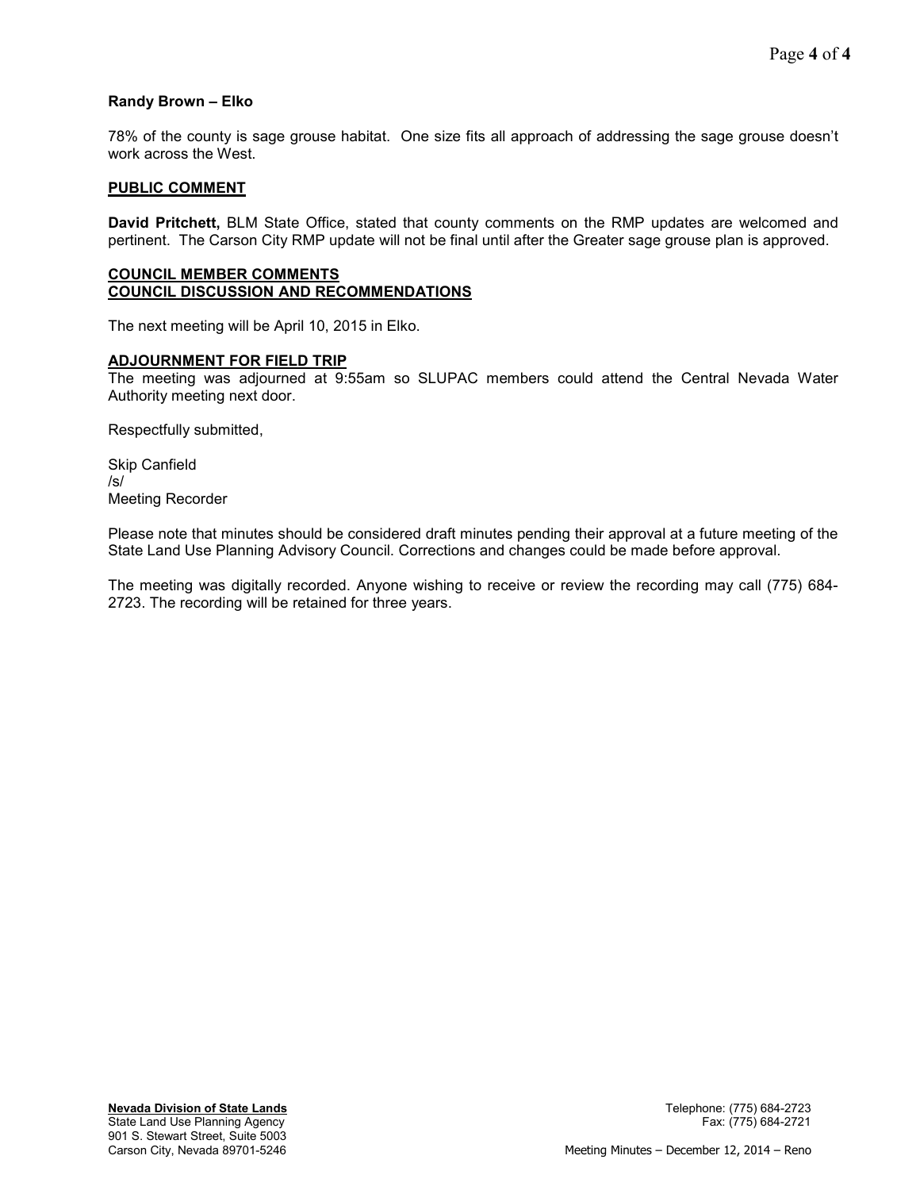**Randy Brown – Elko**

78% of the county is sage grouse habitat. One size fits all approach of addressing the sage grouse doesn't work across the West.

## PUBLIC COMMENT

**David Pritchett,** BLM State Office, stated that county comments on the RMP updates are welcomed and pertinent. The Carson City RMP update will not be final until after the Greater sage grouse plan is approved.

## COUNCIL MEMBER COMMENTS
## COUNCIL DISCUSSION AND RECOMMENDATIONS

The next meeting will be April 10, 2015 in Elko.

## ADJOURNMENT FOR FIELD TRIP

The meeting was adjourned at 9:55am so SLUPAC members could attend the Central Nevada Water Authority meeting next door.

Respectfully submitted,

Skip Canfield
/s/
Meeting Recorder

Please note that minutes should be considered draft minutes pending their approval at a future meeting of the State Land Use Planning Advisory Council. Corrections and changes could be made before approval.

The meeting was digitally recorded. Anyone wishing to receive or review the recording may call (775) 684-2723. The recording will be retained for three years.